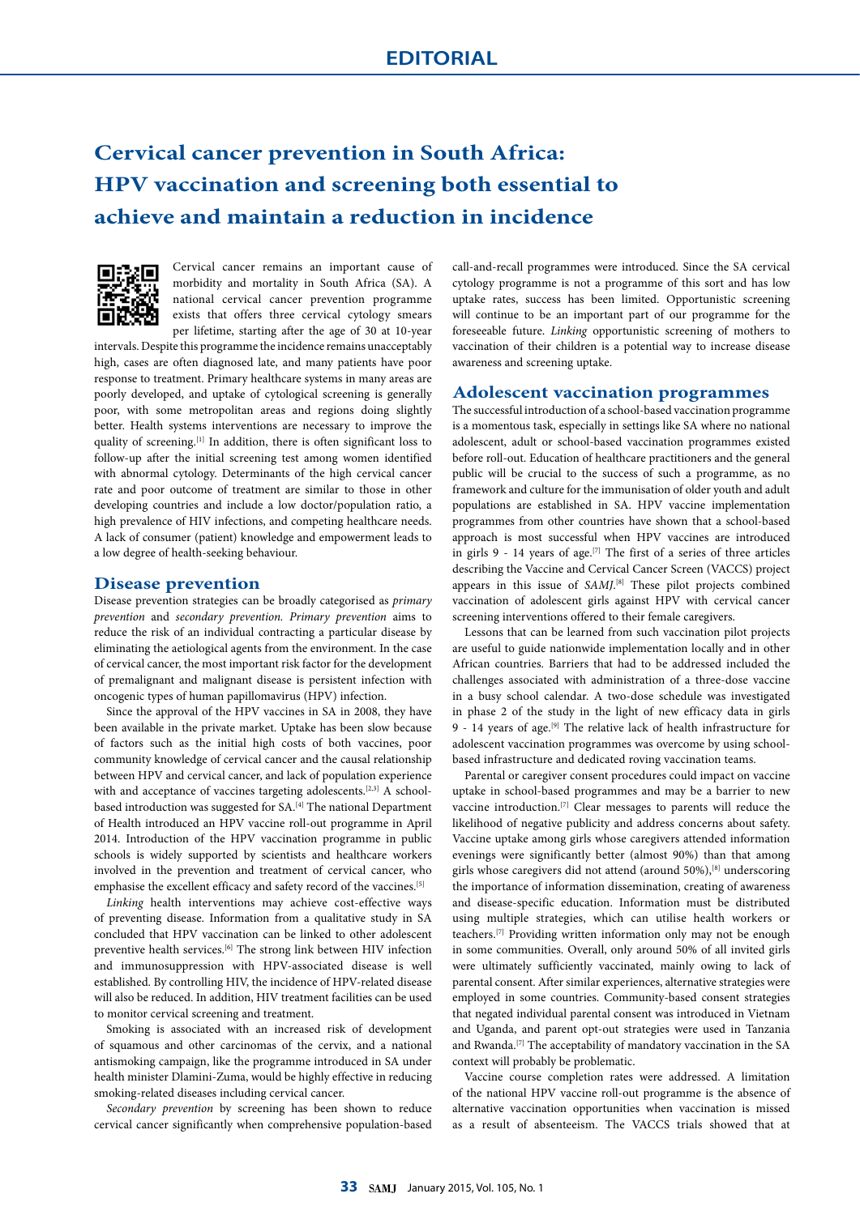# Cervical cancer prevention in South Africa: HPV vaccination and screening both essential to achieve and maintain a reduction in incidence

Cervical cancer remains an important cause of morbidity and mortality in South Africa (SA). A national cervical cancer prevention programme exists that offers three cervical cytology smears per lifetime, starting after the age of 30 at 10-year intervals. Despite this programme the incidence remains unacceptably high, cases are often diagnosed late, and many patients have poor response to treatment. Primary healthcare systems in many areas are poorly developed, and uptake of cytological screening is generally poor, with some metropolitan areas and regions doing slightly better. Health systems interventions are necessary to improve the quality of screening.[1] In addition, there is often significant loss to follow-up after the initial screening test among women identified with abnormal cytology. Determinants of the high cervical cancer rate and poor outcome of treatment are similar to those in other developing countries and include a low doctor/population ratio, a high prevalence of HIV infections, and competing healthcare needs. A lack of consumer (patient) knowledge and empowerment leads to a low degree of health-seeking behaviour.

## Disease prevention

Disease prevention strategies can be broadly categorised as *primary prevention* and *secondary prevention*. *Primary prevention* aims to reduce the risk of an individual contracting a particular disease by eliminating the aetiological agents from the environment. In the case of cervical cancer, the most important risk factor for the development of premalignant and malignant disease is persistent infection with oncogenic types of human papillomavirus (HPV) infection.

Since the approval of the HPV vaccines in SA in 2008, they have been available in the private market. Uptake has been slow because of factors such as the initial high costs of both vaccines, poor community knowledge of cervical cancer and the causal relationship between HPV and cervical cancer, and lack of population experience with and acceptance of vaccines targeting adolescents.[2,3] A school-based introduction was suggested for SA.[4] The national Department of Health introduced an HPV vaccine roll-out programme in April 2014. Introduction of the HPV vaccination programme in public schools is widely supported by scientists and healthcare workers involved in the prevention and treatment of cervical cancer, who emphasise the excellent efficacy and safety record of the vaccines.[5]

*Linking* health interventions may achieve cost-effective ways of preventing disease. Information from a qualitative study in SA concluded that HPV vaccination can be linked to other adolescent preventive health services.[6] The strong link between HIV infection and immunosuppression with HPV-associated disease is well established. By controlling HIV, the incidence of HPV-related disease will also be reduced. In addition, HIV treatment facilities can be used to monitor cervical screening and treatment.

Smoking is associated with an increased risk of development of squamous and other carcinomas of the cervix, and a national antismoking campaign, like the programme introduced in SA under health minister Dlamini-Zuma, would be highly effective in reducing smoking-related diseases including cervical cancer.

*Secondary prevention* by screening has been shown to reduce cervical cancer significantly when comprehensive population-based call-and-recall programmes were introduced. Since the SA cervical cytology programme is not a programme of this sort and has low uptake rates, success has been limited. Opportunistic screening will continue to be an important part of our programme for the foreseeable future. *Linking* opportunistic screening of mothers to vaccination of their children is a potential way to increase disease awareness and screening uptake.

## Adolescent vaccination programmes

The successful introduction of a school-based vaccination programme is a momentous task, especially in settings like SA where no national adolescent, adult or school-based vaccination programmes existed before roll-out. Education of healthcare practitioners and the general public will be crucial to the success of such a programme, as no framework and culture for the immunisation of older youth and adult populations are established in SA. HPV vaccine implementation programmes from other countries have shown that a school-based approach is most successful when HPV vaccines are introduced in girls 9 - 14 years of age.[7] The first of a series of three articles describing the Vaccine and Cervical Cancer Screen (VACCS) project appears in this issue of *SAMJ*.[8] These pilot projects combined vaccination of adolescent girls against HPV with cervical cancer screening interventions offered to their female caregivers.

Lessons that can be learned from such vaccination pilot projects are useful to guide nationwide implementation locally and in other African countries. Barriers that had to be addressed included the challenges associated with administration of a three-dose vaccine in a busy school calendar. A two-dose schedule was investigated in phase 2 of the study in the light of new efficacy data in girls 9 - 14 years of age.[9] The relative lack of health infrastructure for adolescent vaccination programmes was overcome by using school-based infrastructure and dedicated roving vaccination teams.

Parental or caregiver consent procedures could impact on vaccine uptake in school-based programmes and may be a barrier to new vaccine introduction.[7] Clear messages to parents will reduce the likelihood of negative publicity and address concerns about safety. Vaccine uptake among girls whose caregivers attended information evenings were significantly better (almost 90%) than that among girls whose caregivers did not attend (around 50%),[8] underscoring the importance of information dissemination, creating of awareness and disease-specific education. Information must be distributed using multiple strategies, which can utilise health workers or teachers.[7] Providing written information only may not be enough in some communities. Overall, only around 50% of all invited girls were ultimately sufficiently vaccinated, mainly owing to lack of parental consent. After similar experiences, alternative strategies were employed in some countries. Community-based consent strategies that negated individual parental consent was introduced in Vietnam and Uganda, and parent opt-out strategies were used in Tanzania and Rwanda.[7] The acceptability of mandatory vaccination in the SA context will probably be problematic.

Vaccine course completion rates were addressed. A limitation of the national HPV vaccine roll-out programme is the absence of alternative vaccination opportunities when vaccination is missed as a result of absenteeism. The VACCS trials showed that at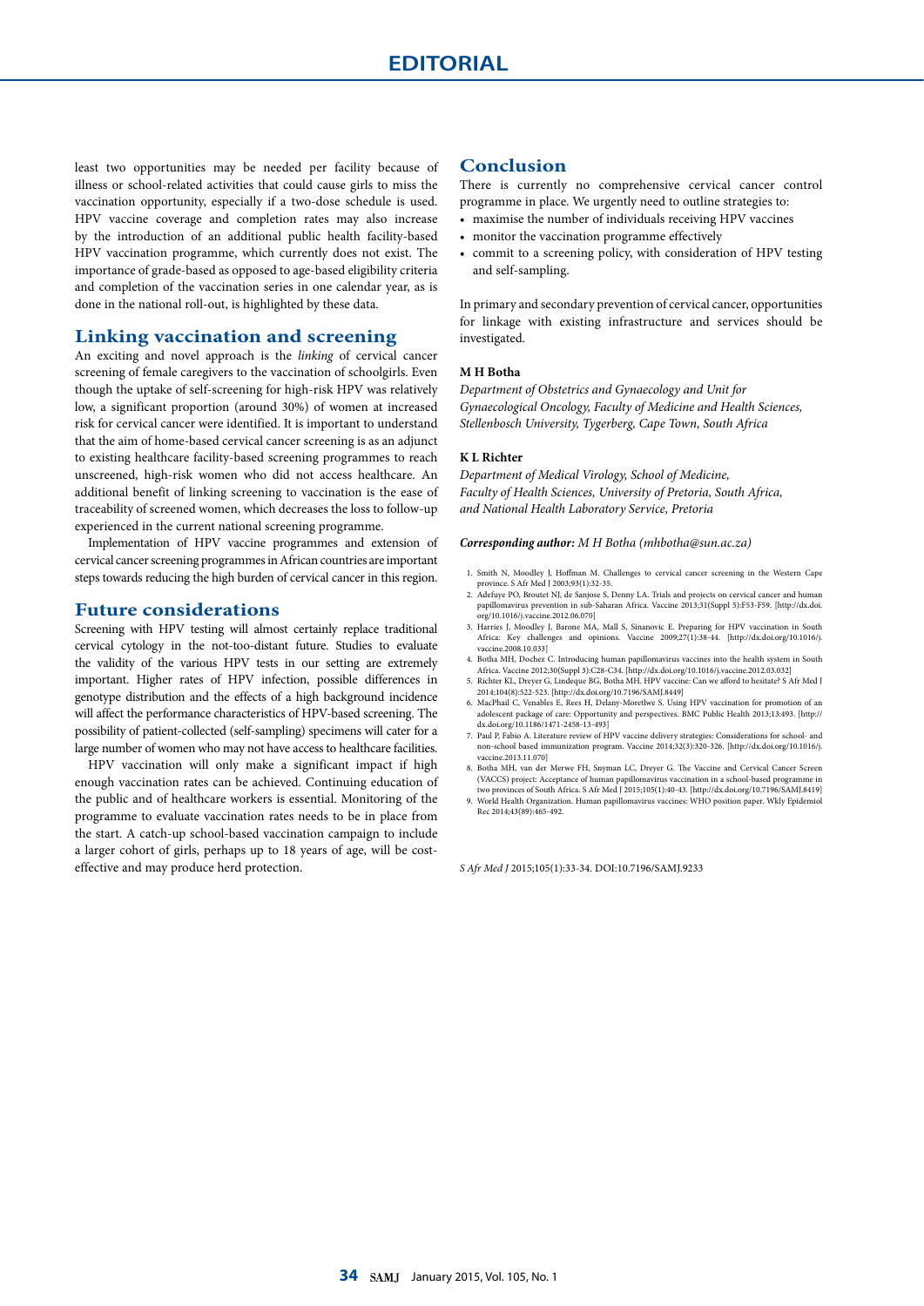least two opportunities may be needed per facility because of illness or school-related activities that could cause girls to miss the vaccination opportunity, especially if a two-dose schedule is used. HPV vaccine coverage and completion rates may also increase by the introduction of an additional public health facility-based HPV vaccination programme, which currently does not exist. The importance of grade-based as opposed to age-based eligibility criteria and completion of the vaccination series in one calendar year, as is done in the national roll-out, is highlighted by these data.

## Linking vaccination and screening

An exciting and novel approach is the *linking* of cervical cancer screening of female caregivers to the vaccination of schoolgirls. Even though the uptake of self-screening for high-risk HPV was relatively low, a significant proportion (around 30%) of women at increased risk for cervical cancer were identified. It is important to understand that the aim of home-based cervical cancer screening is as an adjunct to existing healthcare facility-based screening programmes to reach unscreened, high-risk women who did not access healthcare. An additional benefit of linking screening to vaccination is the ease of traceability of screened women, which decreases the loss to follow-up experienced in the current national screening programme.

Implementation of HPV vaccine programmes and extension of cervical cancer screening programmes in African countries are important steps towards reducing the high burden of cervical cancer in this region.

## Future considerations

Screening with HPV testing will almost certainly replace traditional cervical cytology in the not-too-distant future. Studies to evaluate the validity of the various HPV tests in our setting are extremely important. Higher rates of HPV infection, possible differences in genotype distribution and the effects of a high background incidence will affect the performance characteristics of HPV-based screening. The possibility of patient-collected (self-sampling) specimens will cater for a large number of women who may not have access to healthcare facilities.

HPV vaccination will only make a significant impact if high enough vaccination rates can be achieved. Continuing education of the public and of healthcare workers is essential. Monitoring of the programme to evaluate vaccination rates needs to be in place from the start. A catch-up school-based vaccination campaign to include a larger cohort of girls, perhaps up to 18 years of age, will be cost-effective and may produce herd protection.

## Conclusion

There is currently no comprehensive cervical cancer control programme in place. We urgently need to outline strategies to:

- maximise the number of individuals receiving HPV vaccines
- monitor the vaccination programme effectively
- commit to a screening policy, with consideration of HPV testing and self-sampling.

In primary and secondary prevention of cervical cancer, opportunities for linkage with existing infrastructure and services should be investigated.

**M H Botha**
*Department of Obstetrics and Gynaecology and Unit for Gynaecological Oncology, Faculty of Medicine and Health Sciences, Stellenbosch University, Tygerberg, Cape Town, South Africa*

**K L Richter**
*Department of Medical Virology, School of Medicine, Faculty of Health Sciences, University of Pretoria, South Africa, and National Health Laboratory Service, Pretoria*

***Corresponding author:*** *M H Botha (mhbotha@sun.ac.za)*

1. Smith N, Moodley J, Hoffman M. Challenges to cervical cancer screening in the Western Cape province. S Afr Med J 2003;93(1):32-35.
2. Adefuye PO, Broutet NJ, de Sanjose S, Denny LA. Trials and projects on cervical cancer and human papillomavirus prevention in sub-Saharan Africa. Vaccine 2013;31(Suppl 5):F53-F59. [http://dx.doi.org/10.1016/j.vaccine.2012.06.070]
3. Harries J, Moodley J, Barone MA, Mall S, Sinanovic E. Preparing for HPV vaccination in South Africa: Key challenges and opinions. Vaccine 2009;27(1):38-44. [http://dx.doi.org/10.1016/j.vaccine.2008.10.033]
4. Botha MH, Dochez C. Introducing human papillomavirus vaccines into the health system in South Africa. Vaccine 2012;30(Suppl 3):C28-C34. [http://dx.doi.org/10.1016/j.vaccine.2012.03.032]
5. Richter KL, Dreyer G, Lindeque BG, Botha MH. HPV vaccine: Can we afford to hesitate? S Afr Med J 2014;104(8):522-523. [http://dx.doi.org/10.7196/SAMJ.8449]
6. MacPhail C, Venables E, Rees H, Delany-Moretlwe S. Using HPV vaccination for promotion of an adolescent package of care: Opportunity and perspectives. BMC Public Health 2013;13:493. [http://dx.doi.org/10.1186/1471-2458-13-493]
7. Paul P, Fabio A. Literature review of HPV vaccine delivery strategies: Considerations for school- and non-school based immunization program. Vaccine 2014;32(3):320-326. [http://dx.doi.org/10.1016/j.vaccine.2013.11.070]
8. Botha MH, van der Merwe FH, Snyman LC, Dreyer G. The Vaccine and Cervical Cancer Screen (VACCS) project: Acceptance of human papillomavirus vaccination in a school-based programme in two provinces of South Africa. S Afr Med J 2015;105(1):40-43. [http://dx.doi.org/10.7196/SAMJ.8419]
9. World Health Organization. Human papillomavirus vaccines: WHO position paper. Wkly Epidemiol Rec 2014;43(89):465-492.

*S Afr Med J* 2015;105(1):33-34. DOI:10.7196/SAMJ.9233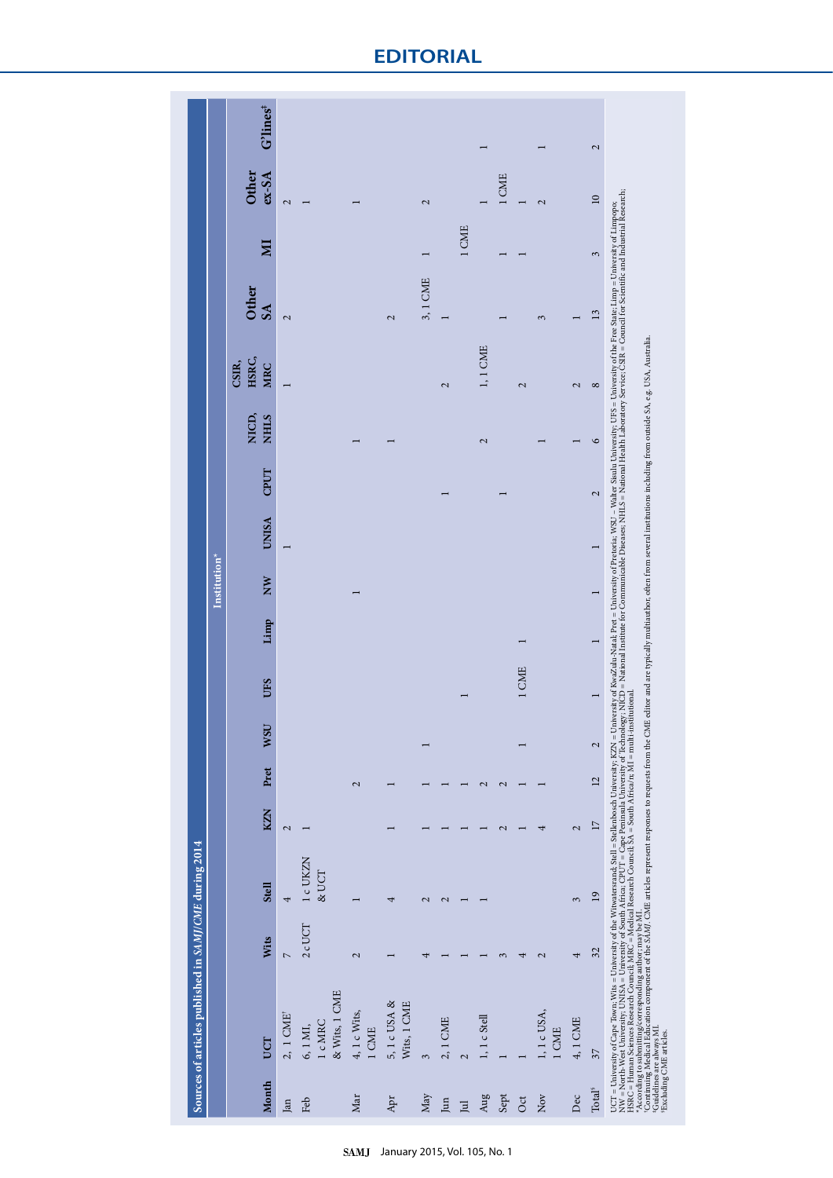## Sources of articles published in *SAMJ*/*CME* during 2014

| Month | UCT | Wits | Stell | KZN | Pret | WSU | UFS | Limp | NW | UNISA | CPUT | NICD, NHLS | CSIR, HSRC, MRC | Other SA | MI | Other ex-SA | G'lines‡ |
|---|---|---|---|---|---|---|---|---|---|---|---|---|---|---|---|---|---|
| | Institution* | | | | | | | | | | | | | | | | |
| Jan | 2, 1 CME† | 7 | 4 | 2 | | | | | | 1 | | | 1 | 2 | | 2 | |
| Feb | 6, 1 MI, 1 c MRC & Wits, 1 CME | 2 c UCT | 1 c UKZN & UCT | 1 | | | | | | | | | | | | 1 | |
| Mar | 4, 1 c Wits, 1 CME | 2 | 1 | | 2 | | | | 1 | | | 1 | | | | 1 | |
| Apr | 5, 1 c USA & Wits, 1 CME | 1 | 4 | 1 | 1 | | | | | | | 1 | | 2 | | | |
| May | 3 | 4 | 2 | 1 | 1 | 1 | | | | | | | | 3, 1 CME | 1 | 2 | |
| Jun | 2, 1 CME | 1 | 2 | 1 | 1 | | | | | | 1 | | 2 | 1 | | | |
| Jul | 2 | 1 | 1 | 1 | 1 | | 1 | | | | | | | | 1 CME | | |
| Aug | 1, 1 c Stell | 1 | 1 | 1 | 2 | | | | | | | 2 | 1, 1 CME | | | 1 | 1 |
| Sept | 1 | 3 | | 2 | 2 | | | | | | 1 | | | 1 | 1 | 1 CME | |
| Oct | 1 | 4 | | 1 | 1 | 1 | 1 CME | 1 | | | | | 2 | | 1 | 1 | |
| Nov | 1, 1 c USA, 1 CME | 2 | | 4 | 1 | | | | | | | 1 | | 3 | | 2 | 1 |
| Dec | 4, 1 CME | 4 | 3 | 2 | | | | | | | | 1 | 2 | 1 | | | |
| Total§ | 37 | 32 | 19 | 17 | 12 | 2 | 1 | 1 | 1 | 1 | 2 | 6 | 8 | 13 | 3 | 10 | 2 |

UCT = University of Cape Town; Wits = University of the Witwatersrand; Stell = Stellenbosch University; KZN = University of KwaZulu-Natal; Pret = University of Pretoria; WSU = Walter Sisulu University; UFS = University of the Free State; Limp = University of Limpopo; NW = North-West University; UNISA = University of South Africa; CPUT = Cape Peninsula University of Technology; NICD = National Institute for Communicable Diseases; NHLS = National Health Laboratory Service; CSIR = Council for Scientific and Industrial Research; HSRC = Human Sciences Research Council; MRC = Medical Research Council; SA = South Africa/n; MI = multi-institutional.
*According to submitting/corresponding author; may be MI.
†Continuing Medical Education component of the *SAMJ*. CME articles represent responses to requests from the CME editor and are typically multiauthor, often from several institutions including from outside SA, e.g. USA, Australia.
‡Guidelines are always MI.
§Excluding CME articles.